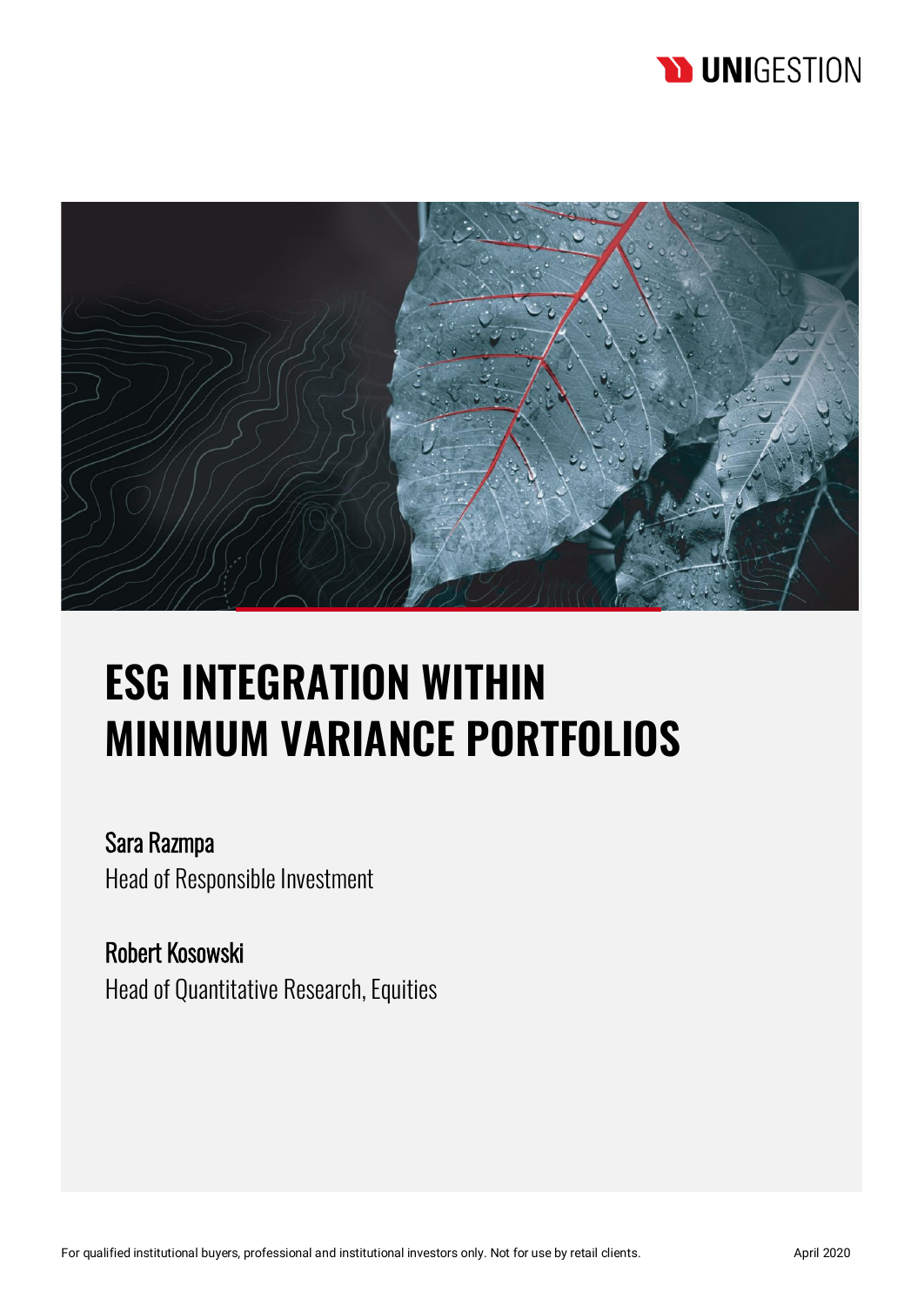UNIGESTION

# ESG INTEGRATION WITHIN MINIMUM VARIANCE PORTFOLIOS

**Sara Razmpa**
Head of Responsible Investment

**Robert Kosowski**
Head of Quantitative Research, Equities

For qualified institutional buyers, professional and institutional investors only. Not for use by retail clients.

April 2020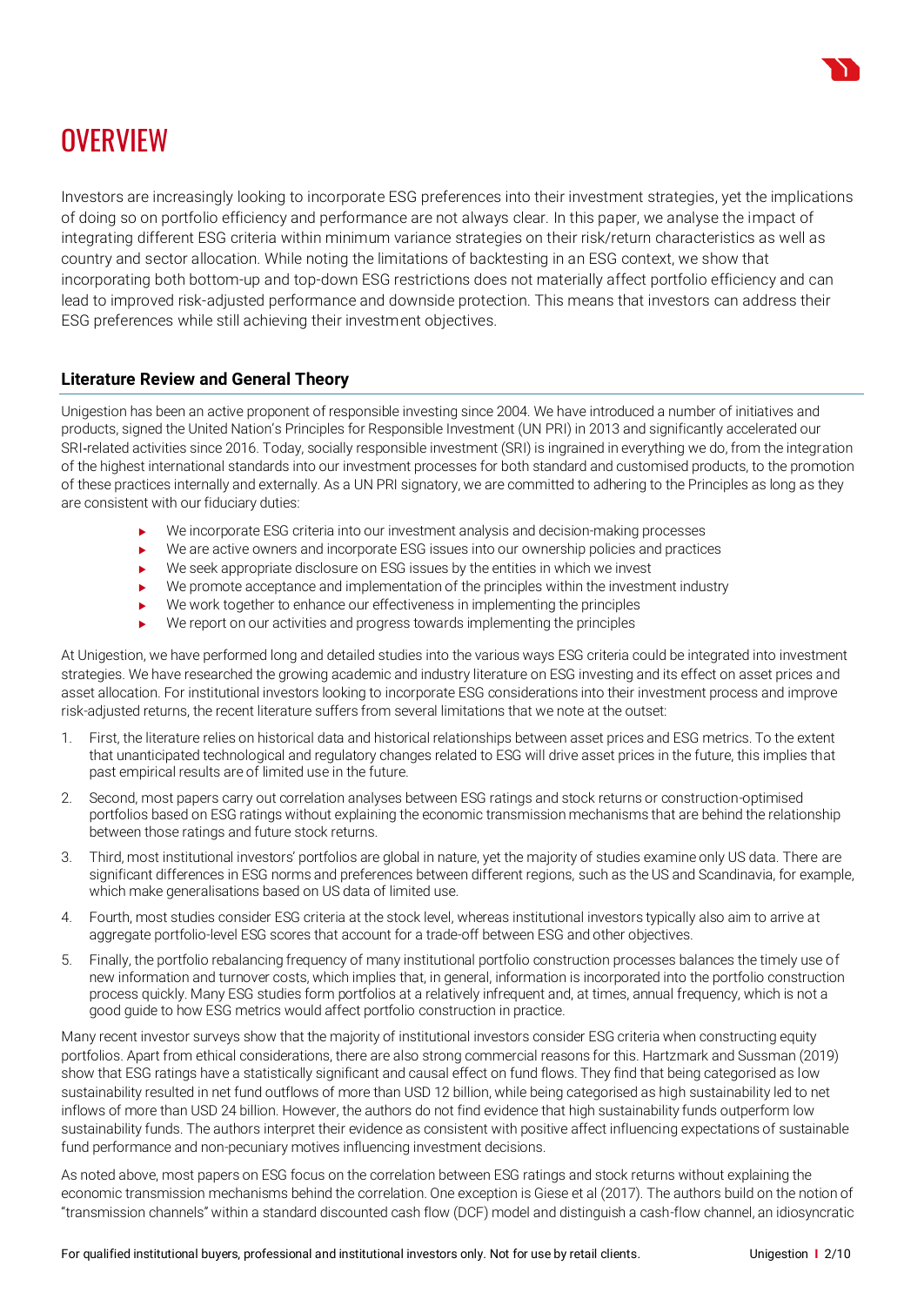# OVERVIEW

Investors are increasingly looking to incorporate ESG preferences into their investment strategies, yet the implications of doing so on portfolio efficiency and performance are not always clear. In this paper, we analyse the impact of integrating different ESG criteria within minimum variance strategies on their risk/return characteristics as well as country and sector allocation. While noting the limitations of backtesting in an ESG context, we show that incorporating both bottom-up and top-down ESG restrictions does not materially affect portfolio efficiency and can lead to improved risk-adjusted performance and downside protection. This means that investors can address their ESG preferences while still achieving their investment objectives.

## Literature Review and General Theory

Unigestion has been an active proponent of responsible investing since 2004. We have introduced a number of initiatives and products, signed the United Nation's Principles for Responsible Investment (UN PRI) in 2013 and significantly accelerated our SRI-related activities since 2016. Today, socially responsible investment (SRI) is ingrained in everything we do, from the integration of the highest international standards into our investment processes for both standard and customised products, to the promotion of these practices internally and externally. As a UN PRI signatory, we are committed to adhering to the Principles as long as they are consistent with our fiduciary duties:

- We incorporate ESG criteria into our investment analysis and decision-making processes
- We are active owners and incorporate ESG issues into our ownership policies and practices
- We seek appropriate disclosure on ESG issues by the entities in which we invest
- We promote acceptance and implementation of the principles within the investment industry
- We work together to enhance our effectiveness in implementing the principles
- We report on our activities and progress towards implementing the principles

At Unigestion, we have performed long and detailed studies into the various ways ESG criteria could be integrated into investment strategies. We have researched the growing academic and industry literature on ESG investing and its effect on asset prices and asset allocation. For institutional investors looking to incorporate ESG considerations into their investment process and improve risk-adjusted returns, the recent literature suffers from several limitations that we note at the outset:

1. First, the literature relies on historical data and historical relationships between asset prices and ESG metrics. To the extent that unanticipated technological and regulatory changes related to ESG will drive asset prices in the future, this implies that past empirical results are of limited use in the future.
2. Second, most papers carry out correlation analyses between ESG ratings and stock returns or construction-optimised portfolios based on ESG ratings without explaining the economic transmission mechanisms that are behind the relationship between those ratings and future stock returns.
3. Third, most institutional investors' portfolios are global in nature, yet the majority of studies examine only US data. There are significant differences in ESG norms and preferences between different regions, such as the US and Scandinavia, for example, which make generalisations based on US data of limited use.
4. Fourth, most studies consider ESG criteria at the stock level, whereas institutional investors typically also aim to arrive at aggregate portfolio-level ESG scores that account for a trade-off between ESG and other objectives.
5. Finally, the portfolio rebalancing frequency of many institutional portfolio construction processes balances the timely use of new information and turnover costs, which implies that, in general, information is incorporated into the portfolio construction process quickly. Many ESG studies form portfolios at a relatively infrequent and, at times, annual frequency, which is not a good guide to how ESG metrics would affect portfolio construction in practice.

Many recent investor surveys show that the majority of institutional investors consider ESG criteria when constructing equity portfolios. Apart from ethical considerations, there are also strong commercial reasons for this. Hartzmark and Sussman (2019) show that ESG ratings have a statistically significant and causal effect on fund flows. They find that being categorised as low sustainability resulted in net fund outflows of more than USD 12 billion, while being categorised as high sustainability led to net inflows of more than USD 24 billion. However, the authors do not find evidence that high sustainability funds outperform low sustainability funds. The authors interpret their evidence as consistent with positive affect influencing expectations of sustainable fund performance and non-pecuniary motives influencing investment decisions.

As noted above, most papers on ESG focus on the correlation between ESG ratings and stock returns without explaining the economic transmission mechanisms behind the correlation. One exception is Giese et al (2017). The authors build on the notion of "transmission channels" within a standard discounted cash flow (DCF) model and distinguish a cash-flow channel, an idiosyncratic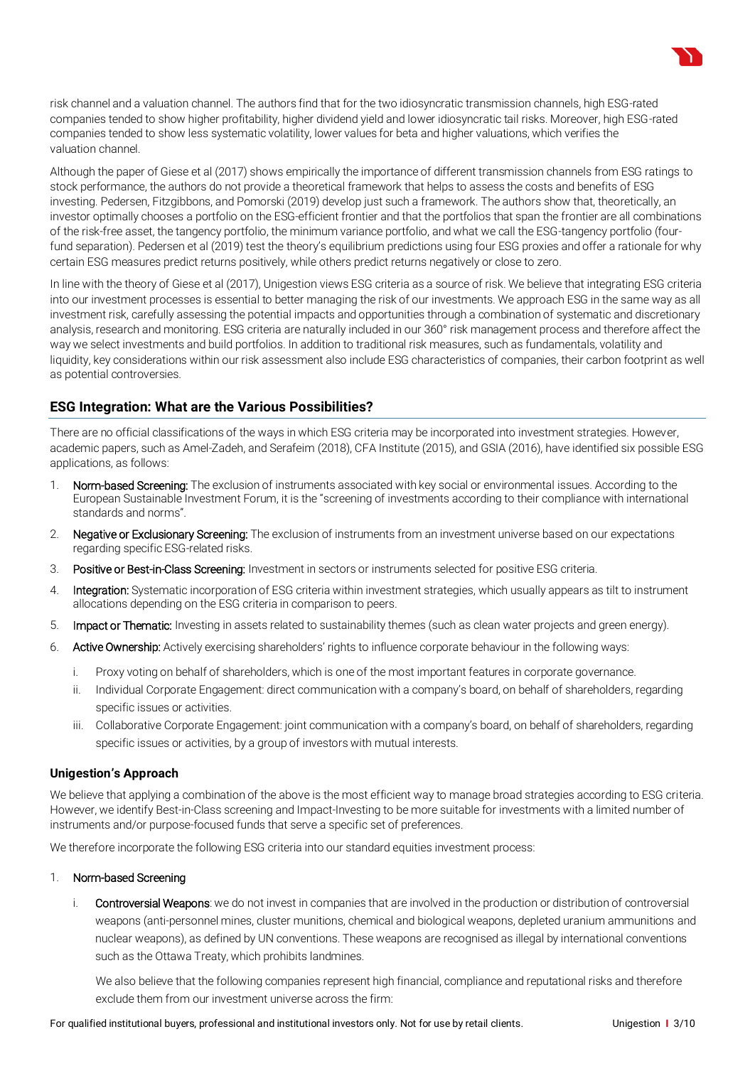risk channel and a valuation channel. The authors find that for the two idiosyncratic transmission channels, high ESG-rated companies tended to show higher profitability, higher dividend yield and lower idiosyncratic tail risks. Moreover, high ESG-rated companies tended to show less systematic volatility, lower values for beta and higher valuations, which verifies the valuation channel.

Although the paper of Giese et al (2017) shows empirically the importance of different transmission channels from ESG ratings to stock performance, the authors do not provide a theoretical framework that helps to assess the costs and benefits of ESG investing. Pedersen, Fitzgibbons, and Pomorski (2019) develop just such a framework. The authors show that, theoretically, an investor optimally chooses a portfolio on the ESG-efficient frontier and that the portfolios that span the frontier are all combinations of the risk-free asset, the tangency portfolio, the minimum variance portfolio, and what we call the ESG-tangency portfolio (four-fund separation). Pedersen et al (2019) test the theory's equilibrium predictions using four ESG proxies and offer a rationale for why certain ESG measures predict returns positively, while others predict returns negatively or close to zero.

In line with the theory of Giese et al (2017), Unigestion views ESG criteria as a source of risk. We believe that integrating ESG criteria into our investment processes is essential to better managing the risk of our investments. We approach ESG in the same way as all investment risk, carefully assessing the potential impacts and opportunities through a combination of systematic and discretionary analysis, research and monitoring. ESG criteria are naturally included in our 360° risk management process and therefore affect the way we select investments and build portfolios. In addition to traditional risk measures, such as fundamentals, volatility and liquidity, key considerations within our risk assessment also include ESG characteristics of companies, their carbon footprint as well as potential controversies.

## ESG Integration: What are the Various Possibilities?

There are no official classifications of the ways in which ESG criteria may be incorporated into investment strategies. However, academic papers, such as Amel-Zadeh, and Serafeim (2018), CFA Institute (2015), and GSIA (2016), have identified six possible ESG applications, as follows:

1. Norm-based Screening: The exclusion of instruments associated with key social or environmental issues. According to the European Sustainable Investment Forum, it is the "screening of investments according to their compliance with international standards and norms".
2. Negative or Exclusionary Screening: The exclusion of instruments from an investment universe based on our expectations regarding specific ESG-related risks.
3. Positive or Best-in-Class Screening: Investment in sectors or instruments selected for positive ESG criteria.
4. Integration: Systematic incorporation of ESG criteria within investment strategies, which usually appears as tilt to instrument allocations depending on the ESG criteria in comparison to peers.
5. Impact or Thematic: Investing in assets related to sustainability themes (such as clean water projects and green energy).
6. Active Ownership: Actively exercising shareholders' rights to influence corporate behaviour in the following ways:
   i. Proxy voting on behalf of shareholders, which is one of the most important features in corporate governance.
   ii. Individual Corporate Engagement: direct communication with a company's board, on behalf of shareholders, regarding specific issues or activities.
   iii. Collaborative Corporate Engagement: joint communication with a company's board, on behalf of shareholders, regarding specific issues or activities, by a group of investors with mutual interests.

### Unigestion's Approach

We believe that applying a combination of the above is the most efficient way to manage broad strategies according to ESG criteria. However, we identify Best-in-Class screening and Impact-Investing to be more suitable for investments with a limited number of instruments and/or purpose-focused funds that serve a specific set of preferences.

We therefore incorporate the following ESG criteria into our standard equities investment process:

1. Norm-based Screening
   i. Controversial Weapons: we do not invest in companies that are involved in the production or distribution of controversial weapons (anti-personnel mines, cluster munitions, chemical and biological weapons, depleted uranium ammunitions and nuclear weapons), as defined by UN conventions. These weapons are recognised as illegal by international conventions such as the Ottawa Treaty, which prohibits landmines.

      We also believe that the following companies represent high financial, compliance and reputational risks and therefore exclude them from our investment universe across the firm: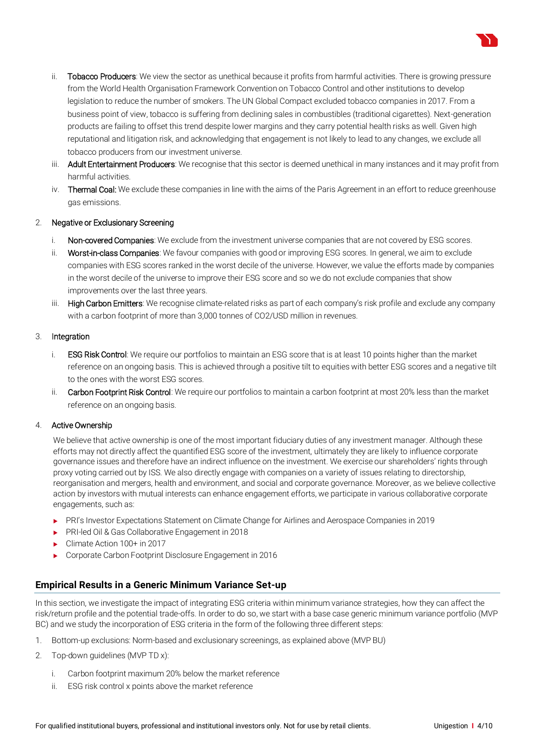ii. Tobacco Producers: We view the sector as unethical because it profits from harmful activities. There is growing pressure from the World Health Organisation Framework Convention on Tobacco Control and other institutions to develop legislation to reduce the number of smokers. The UN Global Compact excluded tobacco companies in 2017. From a business point of view, tobacco is suffering from declining sales in combustibles (traditional cigarettes). Next-generation products are failing to offset this trend despite lower margins and they carry potential health risks as well. Given high reputational and litigation risk, and acknowledging that engagement is not likely to lead to any changes, we exclude all tobacco producers from our investment universe.

iii. Adult Entertainment Producers: We recognise that this sector is deemed unethical in many instances and it may profit from harmful activities.

iv. Thermal Coal: We exclude these companies in line with the aims of the Paris Agreement in an effort to reduce greenhouse gas emissions.

2. Negative or Exclusionary Screening

   i. Non-covered Companies: We exclude from the investment universe companies that are not covered by ESG scores.

   ii. Worst-in-class Companies: We favour companies with good or improving ESG scores. In general, we aim to exclude companies with ESG scores ranked in the worst decile of the universe. However, we value the efforts made by companies in the worst decile of the universe to improve their ESG score and so we do not exclude companies that show improvements over the last three years.

   iii. High Carbon Emitters: We recognise climate-related risks as part of each company's risk profile and exclude any company with a carbon footprint of more than 3,000 tonnes of $CO_2$/USD million in revenues.

3. Integration

   i. ESG Risk Control: We require our portfolios to maintain an ESG score that is at least 10 points higher than the market reference on an ongoing basis. This is achieved through a positive tilt to equities with better ESG scores and a negative tilt to the ones with the worst ESG scores.

   ii. Carbon Footprint Risk Control: We require our portfolios to maintain a carbon footprint at most 20% less than the market reference on an ongoing basis.

4. Active Ownership

   We believe that active ownership is one of the most important fiduciary duties of any investment manager. Although these efforts may not directly affect the quantified ESG score of the investment, ultimately they are likely to influence corporate governance issues and therefore have an indirect influence on the investment. We exercise our shareholders' rights through proxy voting carried out by ISS. We also directly engage with companies on a variety of issues relating to directorship, reorganisation and mergers, health and environment, and social and corporate governance. Moreover, as we believe collective action by investors with mutual interests can enhance engagement efforts, we participate in various collaborative corporate engagements, such as:

   - PRI's Investor Expectations Statement on Climate Change for Airlines and Aerospace Companies in 2019
   - PRI-led Oil & Gas Collaborative Engagement in 2018
   - Climate Action 100+ in 2017
   - Corporate Carbon Footprint Disclosure Engagement in 2016

## Empirical Results in a Generic Minimum Variance Set-up

In this section, we investigate the impact of integrating ESG criteria within minimum variance strategies, how they can affect the risk/return profile and the potential trade-offs. In order to do so, we start with a base case generic minimum variance portfolio (MVP BC) and we study the incorporation of ESG criteria in the form of the following three different steps:

1. Bottom-up exclusions: Norm-based and exclusionary screenings, as explained above (MVP BU)
2. Top-down guidelines (MVP TD x):

   i. Carbon footprint maximum 20% below the market reference

   ii. ESG risk control x points above the market reference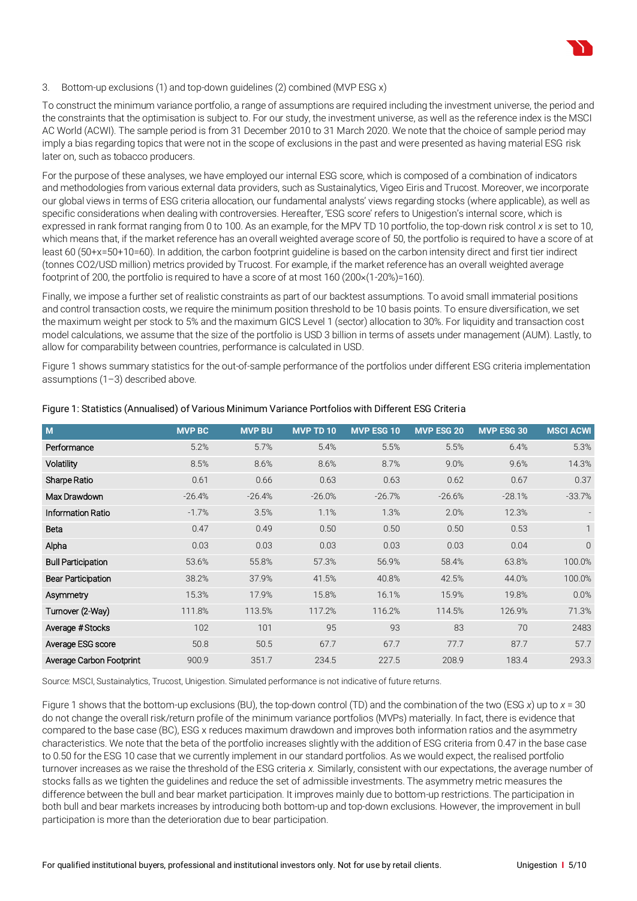3. Bottom-up exclusions (1) and top-down guidelines (2) combined (MVP ESG x)

To construct the minimum variance portfolio, a range of assumptions are required including the investment universe, the period and the constraints that the optimisation is subject to. For our study, the investment universe, as well as the reference index is the MSCI AC World (ACWI). The sample period is from 31 December 2010 to 31 March 2020. We note that the choice of sample period may imply a bias regarding topics that were not in the scope of exclusions in the past and were presented as having material ESG risk later on, such as tobacco producers.

For the purpose of these analyses, we have employed our internal ESG score, which is composed of a combination of indicators and methodologies from various external data providers, such as Sustainalytics, Vigeo Eiris and Trucost. Moreover, we incorporate our global views in terms of ESG criteria allocation, our fundamental analysts' views regarding stocks (where applicable), as well as specific considerations when dealing with controversies. Hereafter, 'ESG score' refers to Unigestion's internal score, which is expressed in rank format ranging from 0 to 100. As an example, for the MPV TD 10 portfolio, the top-down risk control *x* is set to 10, which means that, if the market reference has an overall weighted average score of 50, the portfolio is required to have a score of at least 60 (50+x=50+10=60). In addition, the carbon footprint guideline is based on the carbon intensity direct and first tier indirect (tonnes CO2/USD million) metrics provided by Trucost. For example, if the market reference has an overall weighted average footprint of 200, the portfolio is required to have a score of at most 160 (200×(1-20%)=160).

Finally, we impose a further set of realistic constraints as part of our backtest assumptions. To avoid small immaterial positions and control transaction costs, we require the minimum position threshold to be 10 basis points. To ensure diversification, we set the maximum weight per stock to 5% and the maximum GICS Level 1 (sector) allocation to 30%. For liquidity and transaction cost model calculations, we assume that the size of the portfolio is USD 3 billion in terms of assets under management (AUM). Lastly, to allow for comparability between countries, performance is calculated in USD.

Figure 1 shows summary statistics for the out-of-sample performance of the portfolios under different ESG criteria implementation assumptions (1–3) described above.

Figure 1: Statistics (Annualised) of Various Minimum Variance Portfolios with Different ESG Criteria

| M | MVP BC | MVP BU | MVP TD 10 | MVP ESG 10 | MVP ESG 20 | MVP ESG 30 | MSCI ACWI |
|---|---|---|---|---|---|---|---|
| Performance | 5.2% | 5.7% | 5.4% | 5.5% | 5.5% | 6.4% | 5.3% |
| Volatility | 8.5% | 8.6% | 8.6% | 8.7% | 9.0% | 9.6% | 14.3% |
| Sharpe Ratio | 0.61 | 0.66 | 0.63 | 0.63 | 0.62 | 0.67 | 0.37 |
| Max Drawdown | -26.4% | -26.4% | -26.0% | -26.7% | -26.6% | -28.1% | -33.7% |
| Information Ratio | -1.7% | 3.5% | 1.1% | 1.3% | 2.0% | 12.3% | - |
| Beta | 0.47 | 0.49 | 0.50 | 0.50 | 0.50 | 0.53 | 1 |
| Alpha | 0.03 | 0.03 | 0.03 | 0.03 | 0.03 | 0.04 | 0 |
| Bull Participation | 53.6% | 55.8% | 57.3% | 56.9% | 58.4% | 63.8% | 100.0% |
| Bear Participation | 38.2% | 37.9% | 41.5% | 40.8% | 42.5% | 44.0% | 100.0% |
| Asymmetry | 15.3% | 17.9% | 15.8% | 16.1% | 15.9% | 19.8% | 0.0% |
| Turnover (2-Way) | 111.8% | 113.5% | 117.2% | 116.2% | 114.5% | 126.9% | 71.3% |
| Average # Stocks | 102 | 101 | 95 | 93 | 83 | 70 | 2483 |
| Average ESG score | 50.8 | 50.5 | 67.7 | 67.7 | 77.7 | 87.7 | 57.7 |
| Average Carbon Footprint | 900.9 | 351.7 | 234.5 | 227.5 | 208.9 | 183.4 | 293.3 |

Source: MSCI, Sustainalytics, Trucost, Unigestion. Simulated performance is not indicative of future returns.

Figure 1 shows that the bottom-up exclusions (BU), the top-down control (TD) and the combination of the two (ESG *x*) up to *x* = 30 do not change the overall risk/return profile of the minimum variance portfolios (MVPs) materially. In fact, there is evidence that compared to the base case (BC), ESG x reduces maximum drawdown and improves both information ratios and the asymmetry characteristics. We note that the beta of the portfolio increases slightly with the addition of ESG criteria from 0.47 in the base case to 0.50 for the ESG 10 case that we currently implement in our standard portfolios. As we would expect, the realised portfolio turnover increases as we raise the threshold of the ESG criteria *x*. Similarly, consistent with our expectations, the average number of stocks falls as we tighten the guidelines and reduce the set of admissible investments. The asymmetry metric measures the difference between the bull and bear market participation. It improves mainly due to bottom-up restrictions. The participation in both bull and bear markets increases by introducing both bottom-up and top-down exclusions. However, the improvement in bull participation is more than the deterioration due to bear participation.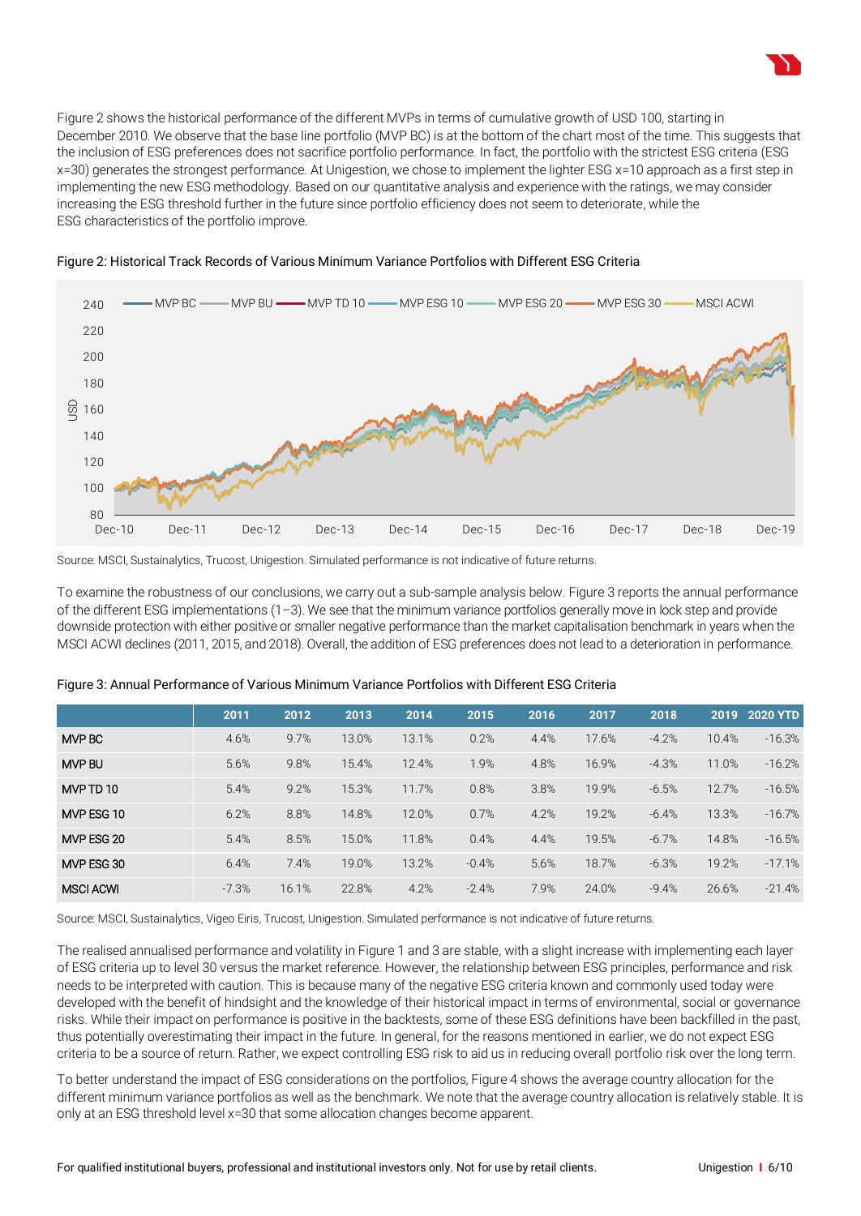Figure 2 shows the historical performance of the different MVPs in terms of cumulative growth of USD 100, starting in December 2010. We observe that the base line portfolio (MVP BC) is at the bottom of the chart most of the time. This suggests that the inclusion of ESG preferences does not sacrifice portfolio performance. In fact, the portfolio with the strictest ESG criteria (ESG x=30) generates the strongest performance. At Unigestion, we chose to implement the lighter ESG x=10 approach as a first step in implementing the new ESG methodology. Based on our quantitative analysis and experience with the ratings, we may consider increasing the ESG threshold further in the future since portfolio efficiency does not seem to deteriorate, while the ESG characteristics of the portfolio improve.

Figure 2: Historical Track Records of Various Minimum Variance Portfolios with Different ESG Criteria

Source: MSCI, Sustainalytics, Trucost, Unigestion. Simulated performance is not indicative of future returns.

To examine the robustness of our conclusions, we carry out a sub-sample analysis below. Figure 3 reports the annual performance of the different ESG implementations (1–3). We see that the minimum variance portfolios generally move in lock step and provide downside protection with either positive or smaller negative performance than the market capitalisation benchmark in years when the MSCI ACWI declines (2011, 2015, and 2018). Overall, the addition of ESG preferences does not lead to a deterioration in performance.

Figure 3: Annual Performance of Various Minimum Variance Portfolios with Different ESG Criteria

| | 2011 | 2012 | 2013 | 2014 | 2015 | 2016 | 2017 | 2018 | 2019 | 2020 YTD |
|---|---|---|---|---|---|---|---|---|---|---|
| MVP BC | 4.6% | 9.7% | 13.0% | 13.1% | 0.2% | 4.4% | 17.6% | -4.2% | 10.4% | -16.3% |
| MVP BU | 5.6% | 9.8% | 15.4% | 12.4% | 1.9% | 4.8% | 16.9% | -4.3% | 11.0% | -16.2% |
| MVP TD 10 | 5.4% | 9.2% | 15.3% | 11.7% | 0.8% | 3.8% | 19.9% | -6.5% | 12.7% | -16.5% |
| MVP ESG 10 | 6.2% | 8.8% | 14.8% | 12.0% | 0.7% | 4.2% | 19.2% | -6.4% | 13.3% | -16.7% |
| MVP ESG 20 | 5.4% | 8.5% | 15.0% | 11.8% | 0.4% | 4.4% | 19.5% | -6.7% | 14.8% | -16.5% |
| MVP ESG 30 | 6.4% | 7.4% | 19.0% | 13.2% | -0.4% | 5.6% | 18.7% | -6.3% | 19.2% | -17.1% |
| MSCI ACWI | -7.3% | 16.1% | 22.8% | 4.2% | -2.4% | 7.9% | 24.0% | -9.4% | 26.6% | -21.4% |

Source: MSCI, Sustainalytics, Vigeo Eiris, Trucost, Unigestion. Simulated performance is not indicative of future returns.

The realised annualised performance and volatility in Figure 1 and 3 are stable, with a slight increase with implementing each layer of ESG criteria up to level 30 versus the market reference. However, the relationship between ESG principles, performance and risk needs to be interpreted with caution. This is because many of the negative ESG criteria known and commonly used today were developed with the benefit of hindsight and the knowledge of their historical impact in terms of environmental, social or governance risks. While their impact on performance is positive in the backtests, some of these ESG definitions have been backfilled in the past, thus potentially overestimating their impact in the future. In general, for the reasons mentioned in earlier, we do not expect ESG criteria to be a source of return. Rather, we expect controlling ESG risk to aid us in reducing overall portfolio risk over the long term.

To better understand the impact of ESG considerations on the portfolios, Figure 4 shows the average country allocation for the different minimum variance portfolios as well as the benchmark. We note that the average country allocation is relatively stable. It is only at an ESG threshold level x=30 that some allocation changes become apparent.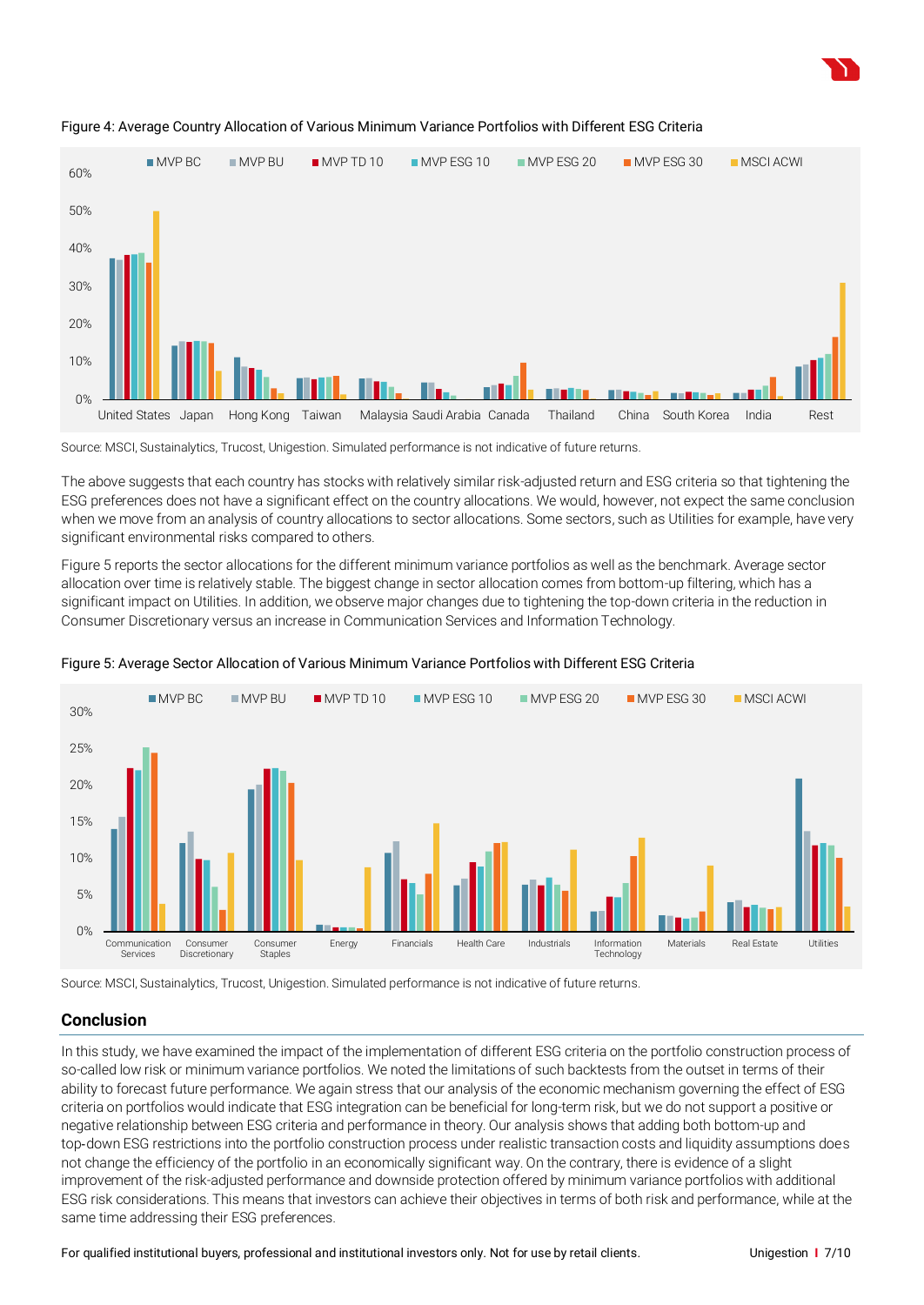Figure 4: Average Country Allocation of Various Minimum Variance Portfolios with Different ESG Criteria

Source: MSCI, Sustainalytics, Trucost, Unigestion. Simulated performance is not indicative of future returns.

The above suggests that each country has stocks with relatively similar risk-adjusted return and ESG criteria so that tightening the ESG preferences does not have a significant effect on the country allocations. We would, however, not expect the same conclusion when we move from an analysis of country allocations to sector allocations. Some sectors, such as Utilities for example, have very significant environmental risks compared to others.

Figure 5 reports the sector allocations for the different minimum variance portfolios as well as the benchmark. Average sector allocation over time is relatively stable. The biggest change in sector allocation comes from bottom-up filtering, which has a significant impact on Utilities. In addition, we observe major changes due to tightening the top-down criteria in the reduction in Consumer Discretionary versus an increase in Communication Services and Information Technology.

Figure 5: Average Sector Allocation of Various Minimum Variance Portfolios with Different ESG Criteria

Source: MSCI, Sustainalytics, Trucost, Unigestion. Simulated performance is not indicative of future returns.

## Conclusion

In this study, we have examined the impact of the implementation of different ESG criteria on the portfolio construction process of so-called low risk or minimum variance portfolios. We noted the limitations of such backtests from the outset in terms of their ability to forecast future performance. We again stress that our analysis of the economic mechanism governing the effect of ESG criteria on portfolios would indicate that ESG integration can be beneficial for long-term risk, but we do not support a positive or negative relationship between ESG criteria and performance in theory. Our analysis shows that adding both bottom-up and top-down ESG restrictions into the portfolio construction process under realistic transaction costs and liquidity assumptions does not change the efficiency of the portfolio in an economically significant way. On the contrary, there is evidence of a slight improvement of the risk-adjusted performance and downside protection offered by minimum variance portfolios with additional ESG risk considerations. This means that investors can achieve their objectives in terms of both risk and performance, while at the same time addressing their ESG preferences.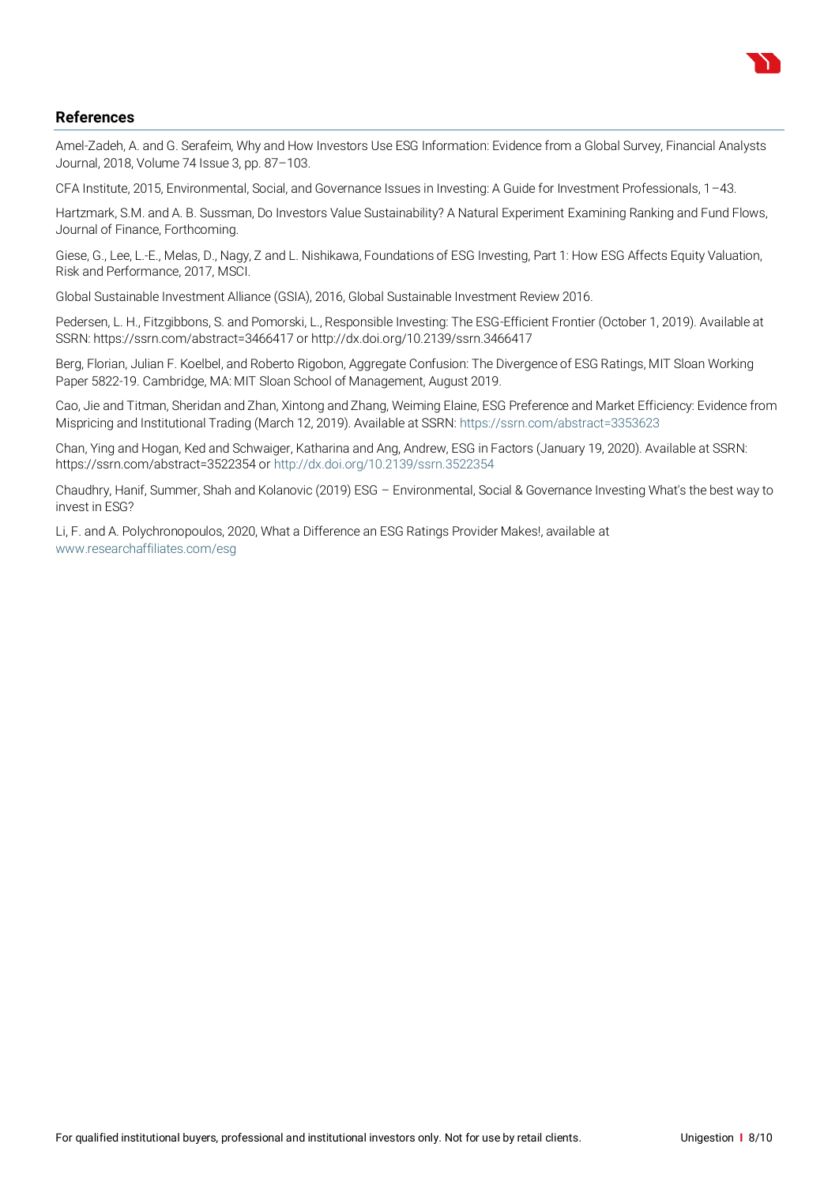## References

Amel-Zadeh, A. and G. Serafeim, Why and How Investors Use ESG Information: Evidence from a Global Survey, Financial Analysts Journal, 2018, Volume 74 Issue 3, pp. 87–103.

CFA Institute, 2015, Environmental, Social, and Governance Issues in Investing: A Guide for Investment Professionals, 1–43.

Hartzmark, S.M. and A. B. Sussman, Do Investors Value Sustainability? A Natural Experiment Examining Ranking and Fund Flows, Journal of Finance, Forthcoming.

Giese, G., Lee, L.-E., Melas, D., Nagy, Z and L. Nishikawa, Foundations of ESG Investing, Part 1: How ESG Affects Equity Valuation, Risk and Performance, 2017, MSCI.

Global Sustainable Investment Alliance (GSIA), 2016, Global Sustainable Investment Review 2016.

Pedersen, L. H., Fitzgibbons, S. and Pomorski, L., Responsible Investing: The ESG-Efficient Frontier (October 1, 2019). Available at SSRN: https://ssrn.com/abstract=3466417 or http://dx.doi.org/10.2139/ssrn.3466417

Berg, Florian, Julian F. Koelbel, and Roberto Rigobon, Aggregate Confusion: The Divergence of ESG Ratings, MIT Sloan Working Paper 5822-19. Cambridge, MA: MIT Sloan School of Management, August 2019.

Cao, Jie and Titman, Sheridan and Zhan, Xintong and Zhang, Weiming Elaine, ESG Preference and Market Efficiency: Evidence from Mispricing and Institutional Trading (March 12, 2019). Available at SSRN: https://ssrn.com/abstract=3353623

Chan, Ying and Hogan, Ked and Schwaiger, Katharina and Ang, Andrew, ESG in Factors (January 19, 2020). Available at SSRN: https://ssrn.com/abstract=3522354 or http://dx.doi.org/10.2139/ssrn.3522354

Chaudhry, Hanif, Summer, Shah and Kolanovic (2019) ESG – Environmental, Social & Governance Investing What's the best way to invest in ESG?

Li, F. and A. Polychronopoulos, 2020, What a Difference an ESG Ratings Provider Makes!, available at www.researchaffiliates.com/esg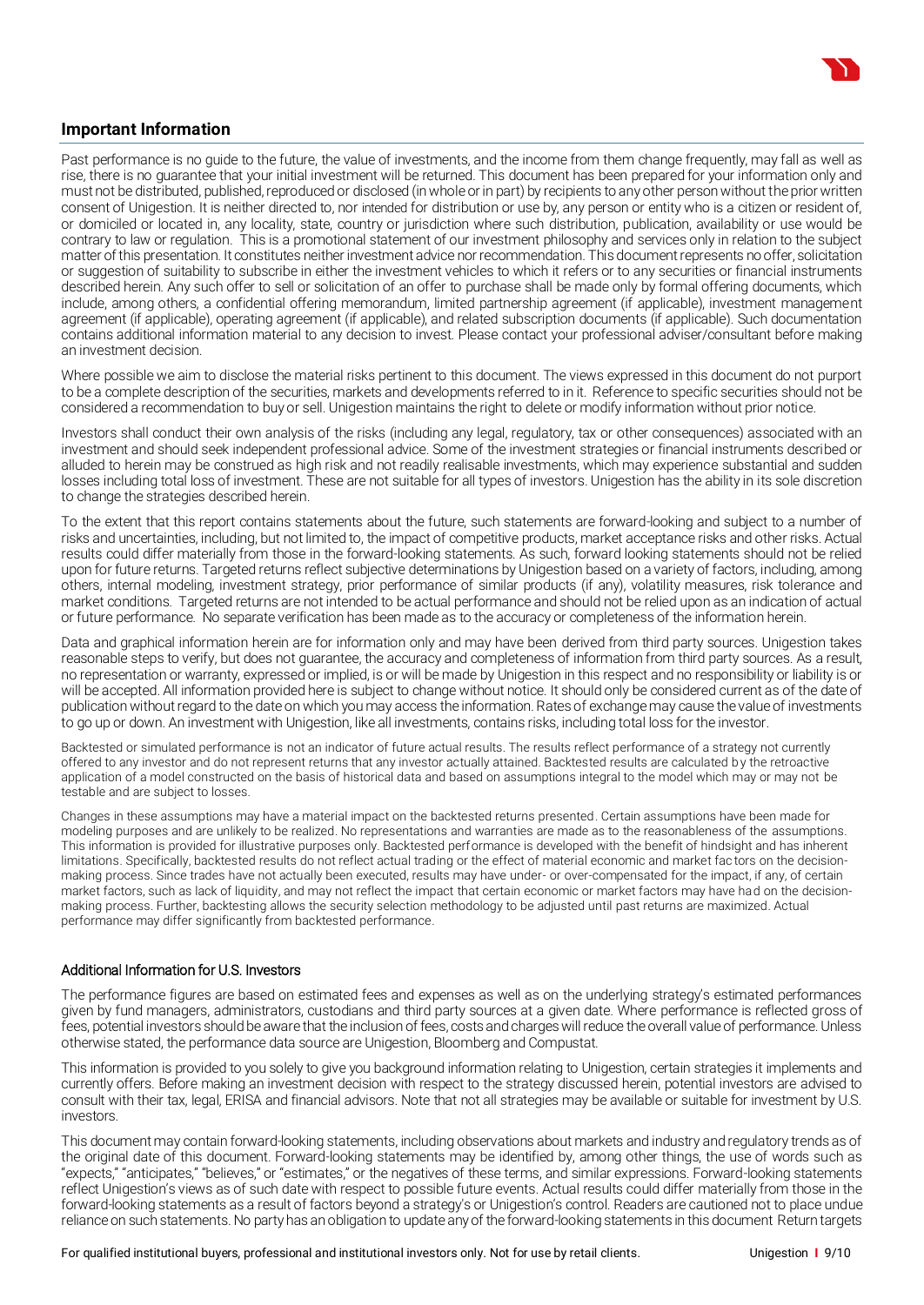## Important Information

Past performance is no guide to the future, the value of investments, and the income from them change frequently, may fall as well as rise, there is no guarantee that your initial investment will be returned. This document has been prepared for your information only and must not be distributed, published, reproduced or disclosed (in whole or in part) by recipients to any other person without the prior written consent of Unigestion. It is neither directed to, nor intended for distribution or use by, any person or entity who is a citizen or resident of, or domiciled or located in, any locality, state, country or jurisdiction where such distribution, publication, availability or use would be contrary to law or regulation. This is a promotional statement of our investment philosophy and services only in relation to the subject matter of this presentation. It constitutes neither investment advice nor recommendation. This document represents no offer, solicitation or suggestion of suitability to subscribe in either the investment vehicles to which it refers or to any securities or financial instruments described herein. Any such offer to sell or solicitation of an offer to purchase shall be made only by formal offering documents, which include, among others, a confidential offering memorandum, limited partnership agreement (if applicable), investment management agreement (if applicable), operating agreement (if applicable), and related subscription documents (if applicable). Such documentation contains additional information material to any decision to invest. Please contact your professional adviser/consultant before making an investment decision.

Where possible we aim to disclose the material risks pertinent to this document. The views expressed in this document do not purport to be a complete description of the securities, markets and developments referred to in it. Reference to specific securities should not be considered a recommendation to buy or sell. Unigestion maintains the right to delete or modify information without prior notice.

Investors shall conduct their own analysis of the risks (including any legal, regulatory, tax or other consequences) associated with an investment and should seek independent professional advice. Some of the investment strategies or financial instruments described or alluded to herein may be construed as high risk and not readily realisable investments, which may experience substantial and sudden losses including total loss of investment. These are not suitable for all types of investors. Unigestion has the ability in its sole discretion to change the strategies described herein.

To the extent that this report contains statements about the future, such statements are forward-looking and subject to a number of risks and uncertainties, including, but not limited to, the impact of competitive products, market acceptance risks and other risks. Actual results could differ materially from those in the forward-looking statements. As such, forward looking statements should not be relied upon for future returns. Targeted returns reflect subjective determinations by Unigestion based on a variety of factors, including, among others, internal modeling, investment strategy, prior performance of similar products (if any), volatility measures, risk tolerance and market conditions. Targeted returns are not intended to be actual performance and should not be relied upon as an indication of actual or future performance. No separate verification has been made as to the accuracy or completeness of the information herein.

Data and graphical information herein are for information only and may have been derived from third party sources. Unigestion takes reasonable steps to verify, but does not guarantee, the accuracy and completeness of information from third party sources. As a result, no representation or warranty, expressed or implied, is or will be made by Unigestion in this respect and no responsibility or liability is or will be accepted. All information provided here is subject to change without notice. It should only be considered current as of the date of publication without regard to the date on which you may access the information. Rates of exchange may cause the value of investments to go up or down. An investment with Unigestion, like all investments, contains risks, including total loss for the investor.

Backtested or simulated performance is not an indicator of future actual results. The results reflect performance of a strategy not currently offered to any investor and do not represent returns that any investor actually attained. Backtested results are calculated by the retroactive application of a model constructed on the basis of historical data and based on assumptions integral to the model which may or may not be testable and are subject to losses.

Changes in these assumptions may have a material impact on the backtested returns presented. Certain assumptions have been made for modeling purposes and are unlikely to be realized. No representations and warranties are made as to the reasonableness of the assumptions. This information is provided for illustrative purposes only. Backtested performance is developed with the benefit of hindsight and has inherent limitations. Specifically, backtested results do not reflect actual trading or the effect of material economic and market factors on the decision-making process. Since trades have not actually been executed, results may have under- or over-compensated for the impact, if any, of certain market factors, such as lack of liquidity, and may not reflect the impact that certain economic or market factors may have had on the decision-making process. Further, backtesting allows the security selection methodology to be adjusted until past returns are maximized. Actual performance may differ significantly from backtested performance.

### Additional Information for U.S. Investors

The performance figures are based on estimated fees and expenses as well as on the underlying strategy's estimated performances given by fund managers, administrators, custodians and third party sources at a given date. Where performance is reflected gross of fees, potential investors should be aware that the inclusion of fees, costs and charges will reduce the overall value of performance. Unless otherwise stated, the performance data source are Unigestion, Bloomberg and Compustat.

This information is provided to you solely to give you background information relating to Unigestion, certain strategies it implements and currently offers. Before making an investment decision with respect to the strategy discussed herein, potential investors are advised to consult with their tax, legal, ERISA and financial advisors. Note that not all strategies may be available or suitable for investment by U.S. investors.

This document may contain forward-looking statements, including observations about markets and industry and regulatory trends as of the original date of this document. Forward-looking statements may be identified by, among other things, the use of words such as "expects," "anticipates," "believes," or "estimates," or the negatives of these terms, and similar expressions. Forward-looking statements reflect Unigestion's views as of such date with respect to possible future events. Actual results could differ materially from those in the forward-looking statements as a result of factors beyond a strategy's or Unigestion's control. Readers are cautioned not to place undue reliance on such statements. No party has an obligation to update any of the forward-looking statements in this document Return targets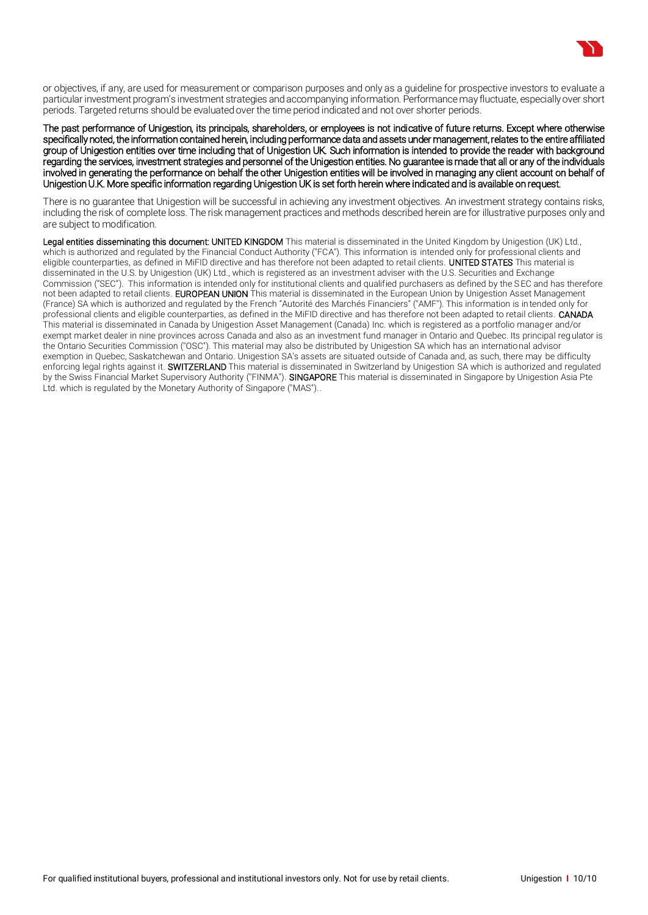or objectives, if any, are used for measurement or comparison purposes and only as a guideline for prospective investors to evaluate a particular investment program's investment strategies and accompanying information. Performance may fluctuate, especially over short periods. Targeted returns should be evaluated over the time period indicated and not over shorter periods.

The past performance of Unigestion, its principals, shareholders, or employees is not indicative of future returns. Except where otherwise specifically noted, the information contained herein, including performance data and assets under management, relates to the entire affiliated group of Unigestion entities over time including that of Unigestion UK. Such information is intended to provide the reader with background regarding the services, investment strategies and personnel of the Unigestion entities. No guarantee is made that all or any of the individuals involved in generating the performance on behalf the other Unigestion entities will be involved in managing any client account on behalf of Unigestion U.K. More specific information regarding Unigestion UK is set forth herein where indicated and is available on request.

There is no guarantee that Unigestion will be successful in achieving any investment objectives. An investment strategy contains risks, including the risk of complete loss. The risk management practices and methods described herein are for illustrative purposes only and are subject to modification.

Legal entities disseminating this document: UNITED KINGDOM This material is disseminated in the United Kingdom by Unigestion (UK) Ltd., which is authorized and regulated by the Financial Conduct Authority ("FCA"). This information is intended only for professional clients and eligible counterparties, as defined in MiFID directive and has therefore not been adapted to retail clients. UNITED STATES This material is disseminated in the U.S. by Unigestion (UK) Ltd., which is registered as an investment adviser with the U.S. Securities and Exchange Commission ("SEC"). This information is intended only for institutional clients and qualified purchasers as defined by the SEC and has therefore not been adapted to retail clients. EUROPEAN UNION This material is disseminated in the European Union by Unigestion Asset Management (France) SA which is authorized and regulated by the French "Autorité des Marchés Financiers" ("AMF"). This information is intended only for professional clients and eligible counterparties, as defined in the MiFID directive and has therefore not been adapted to retail clients. CANADA This material is disseminated in Canada by Unigestion Asset Management (Canada) Inc. which is registered as a portfolio manager and/or exempt market dealer in nine provinces across Canada and also as an investment fund manager in Ontario and Quebec. Its principal regulator is the Ontario Securities Commission ("OSC"). This material may also be distributed by Unigestion SA which has an international advisor exemption in Quebec, Saskatchewan and Ontario. Unigestion SA's assets are situated outside of Canada and, as such, there may be difficulty enforcing legal rights against it. SWITZERLAND This material is disseminated in Switzerland by Unigestion SA which is authorized and regulated by the Swiss Financial Market Supervisory Authority ("FINMA"). SINGAPORE This material is disseminated in Singapore by Unigestion Asia Pte Ltd. which is regulated by the Monetary Authority of Singapore ("MAS")..